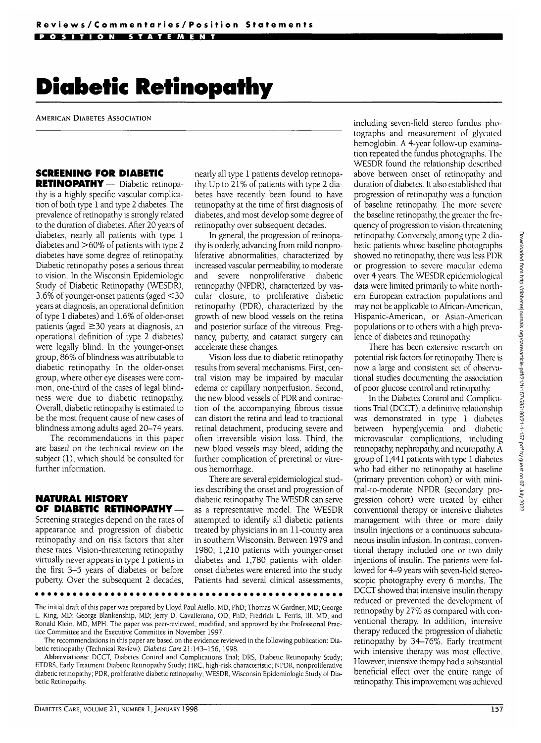Reviews/Commentaries/Position Statements

POSITION STATEMENT

# Diabetic Retinopathy

AMERICAN DIABETES ASSOCIATION

## SCREENING FOR DIABETIC RETINOPATHY

Diabetic retinopathy is a highly specific vascular complication of both type 1 and type 2 diabetes. The prevalence of retinopathy is strongly related to the duration of diabetes. After 20 years of diabetes, nearly all patients with type 1 diabetes and >60% of patients with type 2 diabetes have some degree of retinopathy. Diabetic retinopathy poses a serious threat to vision. In the Wisconsin Epidemiologic Study of Diabetic Retinopathy (WESDR), 3.6% of younger-onset patients (aged <30 years at diagnosis, an operational definition of type 1 diabetes) and 1.6% of older-onset patients (aged ≥30 years at diagnosis, an operational definition of type 2 diabetes) were legally blind. In the younger-onset group, 86% of blindness was attributable to diabetic retinopathy. In the older-onset group, where other eye diseases were common, one-third of the cases of legal blindness were due to diabetic retinopathy. Overall, diabetic retinopathy is estimated to be the most frequent cause of new cases of blindness among adults aged 20–74 years.

The recommendations in this paper are based on the technical review on the subject (1), which should be consulted for further information.

## NATURAL HISTORY OF DIABETIC RETINOPATHY

Screening strategies depend on the rates of appearance and progression of diabetic retinopathy and on risk factors that alter these rates. Vision-threatening retinopathy virtually never appears in type 1 patients in the first 3–5 years of diabetes or before puberty. Over the subsequent 2 decades, nearly all type 1 patients develop retinopathy. Up to 21% of patients with type 2 diabetes have recently been found to have retinopathy at the time of first diagnosis of diabetes, and most develop some degree of retinopathy over subsequent decades.

In general, the progression of retinopathy is orderly, advancing from mild nonproliferative abnormalities, characterized by increased vascular permeability, to moderate and severe nonproliferative diabetic retinopathy (NPDR), characterized by vascular closure, to proliferative diabetic retinopathy (PDR), characterized by the growth of new blood vessels on the retina and posterior surface of the vitreous. Pregnancy, puberty, and cataract surgery can accelerate these changes.

Vision loss due to diabetic retinopathy results from several mechanisms. First, central vision may be impaired by macular edema or capillary nonperfusion. Second, the new blood vessels of PDR and contraction of the accompanying fibrous tissue can distort the retina and lead to tractional retinal detachment, producing severe and often irreversible vision loss. Third, the new blood vessels may bleed, adding the further complication of preretinal or vitreous hemorrhage.

There are several epidemiological studies describing the onset and progression of diabetic retinopathy. The WESDR can serve as a representative model. The WESDR attempted to identify all diabetic patients treated by physicians in an 11-county area in southern Wisconsin. Between 1979 and 1980, 1,210 patients with younger-onset diabetes and 1,780 patients with older-onset diabetes were entered into the study. Patients had several clinical assessments, including seven-field stereo fundus photographs and measurement of glycated hemoglobin. A 4-year follow-up examination repeated the fundus photographs. The WESDR found the relationship described above between onset of retinopathy and duration of diabetes. It also established that progression of retinopathy was a function of baseline retinopathy. The more severe the baseline retinopathy, the greater the frequency of progression to vision-threatening retinopathy. Conversely, among type 2 diabetic patients whose baseline photographs showed no retinopathy, there was less PDR or progression to severe macular edema over 4 years. The WESDR epidemiological data were limited primarily to white northern European extraction populations and may not be applicable to African-American, Hispanic-American, or Asian-American populations or to others with a high prevalence of diabetes and retinopathy.

There has been extensive research on potential risk factors for retinopathy. There is now a large and consistent set of observational studies documenting the association of poor glucose control and retinopathy.

In the Diabetes Control and Complications Trial (DCCT), a definitive relationship was demonstrated in type 1 diabetes between hyperglycemia and diabetic microvascular complications, including retinopathy, nephropathy, and neuropathy. A group of 1,441 patients with type 1 diabetes who had either no retinopathy at baseline (primary prevention cohort) or with minimal-to-moderate NPDR (secondary progression cohort) were treated by either conventional therapy or intensive diabetes management with three or more daily insulin injections or a continuous subcutaneous insulin infusion. In contrast, conventional therapy included one or two daily injections of insulin. The patients were followed for 4–9 years with seven-field stereoscopic photography every 6 months. The DCCT showed that intensive insulin therapy reduced or prevented the development of retinopathy by 27% as compared with conventional therapy. In addition, intensive therapy reduced the progression of diabetic retinopathy by 34–76%. Early treatment with intensive therapy was most effective. However, intensive therapy had a substantial beneficial effect over the entire range of retinopathy. This improvement was achieved

---

The initial draft of this paper was prepared by Lloyd Paul Aiello, MD, PhD; Thomas W. Gardner, MD; George L. King, MD; George Blankenship, MD; Jerry D. Cavallerano, OD, PhD; Fredrick L. Ferris, III, MD; and Ronald Klein, MD, MPH. The paper was peer-reviewed, modified, and approved by the Professional Practice Committee and the Executive Committee in November 1997.

The recommendations in this paper are based on the evidence reviewed in the following publication: Diabetic retinopathy (Technical Review). *Diabetes Care* 21:143–156, 1998.

**Abbreviations:** DCCT, Diabetes Control and Complications Trial; DRS, Diabetic Retinopathy Study; ETDRS, Early Treatment Diabetic Retinopathy Study; HRC, high-risk characteristic; NPDR, nonproliferative diabetic retinopathy; PDR, proliferative diabetic retinopathy; WESDR, Wisconsin Epidemiologic Study of Diabetic Retinopathy.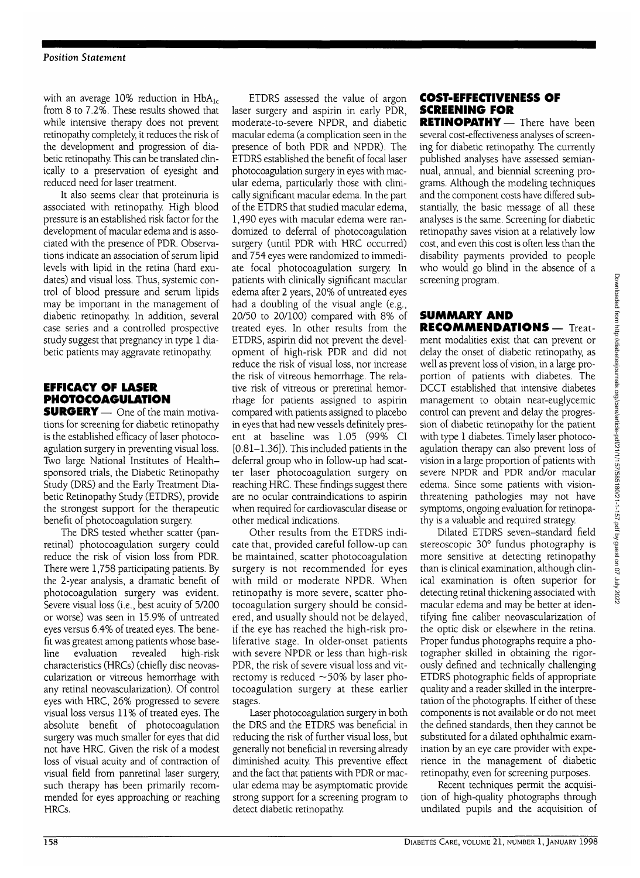with an average 10% reduction in $HbA_{1c}$ from 8 to 7.2%. These results showed that while intensive therapy does not prevent retinopathy completely, it reduces the risk of the development and progression of diabetic retinopathy. This can be translated clinically to a preservation of eyesight and reduced need for laser treatment.

It also seems clear that proteinuria is associated with retinopathy. High blood pressure is an established risk factor for the development of macular edema and is associated with the presence of PDR. Observations indicate an association of serum lipid levels with lipid in the retina (hard exudates) and visual loss. Thus, systemic control of blood pressure and serum lipids may be important in the management of diabetic retinopathy. In addition, several case series and a controlled prospective study suggest that pregnancy in type 1 diabetic patients may aggravate retinopathy.

## EFFICACY OF LASER PHOTOCOAGULATION SURGERY

One of the main motivations for screening for diabetic retinopathy is the established efficacy of laser photocoagulation surgery in preventing visual loss. Two large National Institutes of Health–sponsored trials, the Diabetic Retinopathy Study (DRS) and the Early Treatment Diabetic Retinopathy Study (ETDRS), provide the strongest support for the therapeutic benefit of photocoagulation surgery.

The DRS tested whether scatter (panretinal) photocoagulation surgery could reduce the risk of vision loss from PDR. There were 1,758 participating patients. By the 2-year analysis, a dramatic benefit of photocoagulation surgery was evident. Severe visual loss (i.e., best acuity of 5/200 or worse) was seen in 15.9% of untreated eyes versus 6.4% of treated eyes. The benefit was greatest among patients whose baseline evaluation revealed high-risk characteristics (HRCs) (chiefly disc neovascularization or vitreous hemorrhage with any retinal neovascularization). Of control eyes with HRC, 26% progressed to severe visual loss versus 11% of treated eyes. The absolute benefit of photocoagulation surgery was much smaller for eyes that did not have HRC. Given the risk of a modest loss of visual acuity and of contraction of visual field from panretinal laser surgery, such therapy has been primarily recommended for eyes approaching or reaching HRCs.

ETDRS assessed the value of argon laser surgery and aspirin in early PDR, moderate-to-severe NPDR, and diabetic macular edema (a complication seen in the presence of both PDR and NPDR). The ETDRS established the benefit of focal laser photocoagulation surgery in eyes with macular edema, particularly those with clinically significant macular edema. In the part of the ETDRS that studied macular edema, 1,490 eyes with macular edema were randomized to deferral of photocoagulation surgery (until PDR with HRC occurred) and 754 eyes were randomized to immediate focal photocoagulation surgery. In patients with clinically significant macular edema after 2 years, 20% of untreated eyes had a doubling of the visual angle (e.g., 20/50 to 20/100) compared with 8% of treated eyes. In other results from the ETDRS, aspirin did not prevent the development of high-risk PDR and did not reduce the risk of visual loss, nor increase the risk of vitreous hemorrhage. The relative risk of vitreous or preretinal hemorrhage for patients assigned to aspirin compared with patients assigned to placebo in eyes that had new vessels definitely present at baseline was 1.05 (99% CI [0.81–1.36]). This included patients in the deferral group who in follow-up had scatter laser photocoagulation surgery on reaching HRC. These findings suggest there are no ocular contraindications to aspirin when required for cardiovascular disease or other medical indications.

Other results from the ETDRS indicate that, provided careful follow-up can be maintained, scatter photocoagulation surgery is not recommended for eyes with mild or moderate NPDR. When retinopathy is more severe, scatter photocoagulation surgery should be considered, and usually should not be delayed, if the eye has reached the high-risk proliferative stage. In older-onset patients with severe NPDR or less than high-risk PDR, the risk of severe visual loss and vitrectomy is reduced ~50% by laser photocoagulation surgery at these earlier stages.

Laser photocoagulation surgery in both the DRS and the ETDRS was beneficial in reducing the risk of further visual loss, but generally not beneficial in reversing already diminished acuity. This preventive effect and the fact that patients with PDR or macular edema may be asymptomatic provide strong support for a screening program to detect diabetic retinopathy.

## COST-EFFECTIVENESS OF SCREENING FOR RETINOPATHY

There have been several cost-effectiveness analyses of screening for diabetic retinopathy. The currently published analyses have assessed semiannual, annual, and biennial screening programs. Although the modeling techniques and the component costs have differed substantially, the basic message of all these analyses is the same. Screening for diabetic retinopathy saves vision at a relatively low cost, and even this cost is often less than the disability payments provided to people who would go blind in the absence of a screening program.

## SUMMARY AND RECOMMENDATIONS

Treatment modalities exist that can prevent or delay the onset of diabetic retinopathy, as well as prevent loss of vision, in a large proportion of patients with diabetes. The DCCT established that intensive diabetes management to obtain near-euglycemic control can prevent and delay the progression of diabetic retinopathy for the patient with type 1 diabetes. Timely laser photocoagulation therapy can also prevent loss of vision in a large proportion of patients with severe NPDR and PDR and/or macular edema. Since some patients with vision-threatening pathologies may not have symptoms, ongoing evaluation for retinopathy is a valuable and required strategy.

Dilated ETDRS seven–standard field stereoscopic 30° fundus photography is more sensitive at detecting retinopathy than is clinical examination, although clinical examination is often superior for detecting retinal thickening associated with macular edema and may be better at identifying fine caliber neovascularization of the optic disk or elsewhere in the retina. Proper fundus photographs require a photographer skilled in obtaining the rigorously defined and technically challenging ETDRS photographic fields of appropriate quality and a reader skilled in the interpretation of the photographs. If either of these components is not available or do not meet the defined standards, then they cannot be substituted for a dilated ophthalmic examination by an eye care provider with experience in the management of diabetic retinopathy, even for screening purposes.

Recent techniques permit the acquisition of high-quality photographs through undilated pupils and the acquisition of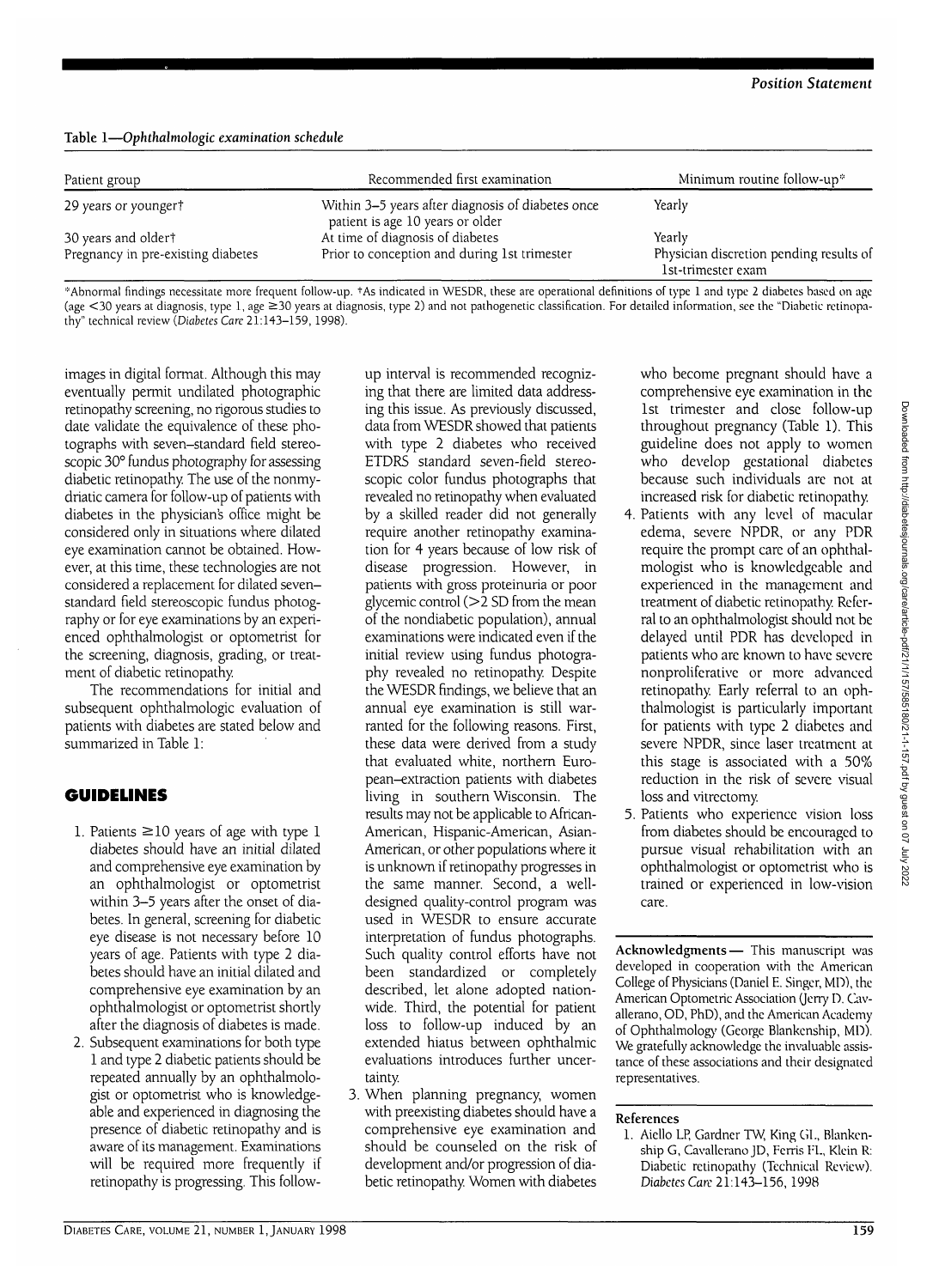**Table 1—Ophthalmologic examination schedule**

| Patient group | Recommended first examination | Minimum routine follow-up* |
|---|---|---|
| 29 years or younger† | Within 3–5 years after diagnosis of diabetes once patient is age 10 years or older | Yearly |
| 30 years and older† | At time of diagnosis of diabetes | Yearly |
| Pregnancy in pre-existing diabetes | Prior to conception and during 1st trimester | Physician discretion pending results of 1st-trimester exam |

*Abnormal findings necessitate more frequent follow-up. †As indicated in WESDR, these are operational definitions of type 1 and type 2 diabetes based on age (age <30 years at diagnosis, type 1, age ≥30 years at diagnosis, type 2) and not pathogenetic classification. For detailed information, see the "Diabetic retinopathy" technical review (*Diabetes Care* 21:143–159, 1998).

images in digital format. Although this may eventually permit undilated photographic retinopathy screening, no rigorous studies to date validate the equivalence of these photographs with seven–standard field stereoscopic 30° fundus photography for assessing diabetic retinopathy. The use of the nonmydriatic camera for follow-up of patients with diabetes in the physician's office might be considered only in situations where dilated eye examination cannot be obtained. However, at this time, these technologies are not considered a replacement for dilated seven–standard field stereoscopic fundus photography or for eye examinations by an experienced ophthalmologist or optometrist for the screening, diagnosis, grading, or treatment of diabetic retinopathy.

The recommendations for initial and subsequent ophthalmologic evaluation of patients with diabetes are stated below and summarized in Table 1:

## GUIDELINES

1. Patients ≥10 years of age with type 1 diabetes should have an initial dilated and comprehensive eye examination by an ophthalmologist or optometrist within 3–5 years after the onset of diabetes. In general, screening for diabetic eye disease is not necessary before 10 years of age. Patients with type 2 diabetes should have an initial dilated and comprehensive eye examination by an ophthalmologist or optometrist shortly after the diagnosis of diabetes is made.
2. Subsequent examinations for both type 1 and type 2 diabetic patients should be repeated annually by an ophthalmologist or optometrist who is knowledgeable and experienced in diagnosing the presence of diabetic retinopathy and is aware of its management. Examinations will be required more frequently if retinopathy is progressing. This follow-up interval is recommended recognizing that there are limited data addressing this issue. As previously discussed, data from WESDR showed that patients with type 2 diabetes who received ETDRS standard seven-field stereoscopic color fundus photographs that revealed no retinopathy when evaluated by a skilled reader did not generally require another retinopathy examination for 4 years because of low risk of disease progression. However, in patients with gross proteinuria or poor glycemic control (>2 SD from the mean of the nondiabetic population), annual examinations were indicated even if the initial review using fundus photography revealed no retinopathy. Despite the WESDR findings, we believe that an annual eye examination is still warranted for the following reasons. First, these data were derived from a study that evaluated white, northern European–extraction patients with diabetes living in southern Wisconsin. The results may not be applicable to African-American, Hispanic-American, Asian-American, or other populations where it is unknown if retinopathy progresses in the same manner. Second, a well-designed quality-control program was used in WESDR to ensure accurate interpretation of fundus photographs. Such quality control efforts have not been standardized or completely described, let alone adopted nationwide. Third, the potential for patient loss to follow-up induced by an extended hiatus between ophthalmic evaluations introduces further uncertainty.
3. When planning pregnancy, women with preexisting diabetes should have a comprehensive eye examination and should be counseled on the risk of development and/or progression of diabetic retinopathy. Women with diabetes who become pregnant should have a comprehensive eye examination in the 1st trimester and close follow-up throughout pregnancy (Table 1). This guideline does not apply to women who develop gestational diabetes because such individuals are not at increased risk for diabetic retinopathy.
4. Patients with any level of macular edema, severe NPDR, or any PDR require the prompt care of an ophthalmologist who is knowledgeable and experienced in the management and treatment of diabetic retinopathy. Referral to an ophthalmologist should not be delayed until PDR has developed in patients who are known to have severe nonproliferative or more advanced retinopathy. Early referral to an ophthalmologist is particularly important for patients with type 2 diabetes and severe NPDR, since laser treatment at this stage is associated with a 50% reduction in the risk of severe visual loss and vitrectomy.
5. Patients who experience vision loss from diabetes should be encouraged to pursue visual rehabilitation with an ophthalmologist or optometrist who is trained or experienced in low-vision care.

**Acknowledgments**— This manuscript was developed in cooperation with the American College of Physicians (Daniel E. Singer, MD), the American Optometric Association (Jerry D. Cavallerano, OD, PhD), and the American Academy of Ophthalmology (George Blankenship, MD). We gratefully acknowledge the invaluable assistance of these associations and their designated representatives.

## References

1. Aiello LP, Gardner TW, King GL, Blankenship G, Cavallerano JD, Ferris FL, Klein R: Diabetic retinopathy (Technical Review). *Diabetes Care* 21:143–156, 1998